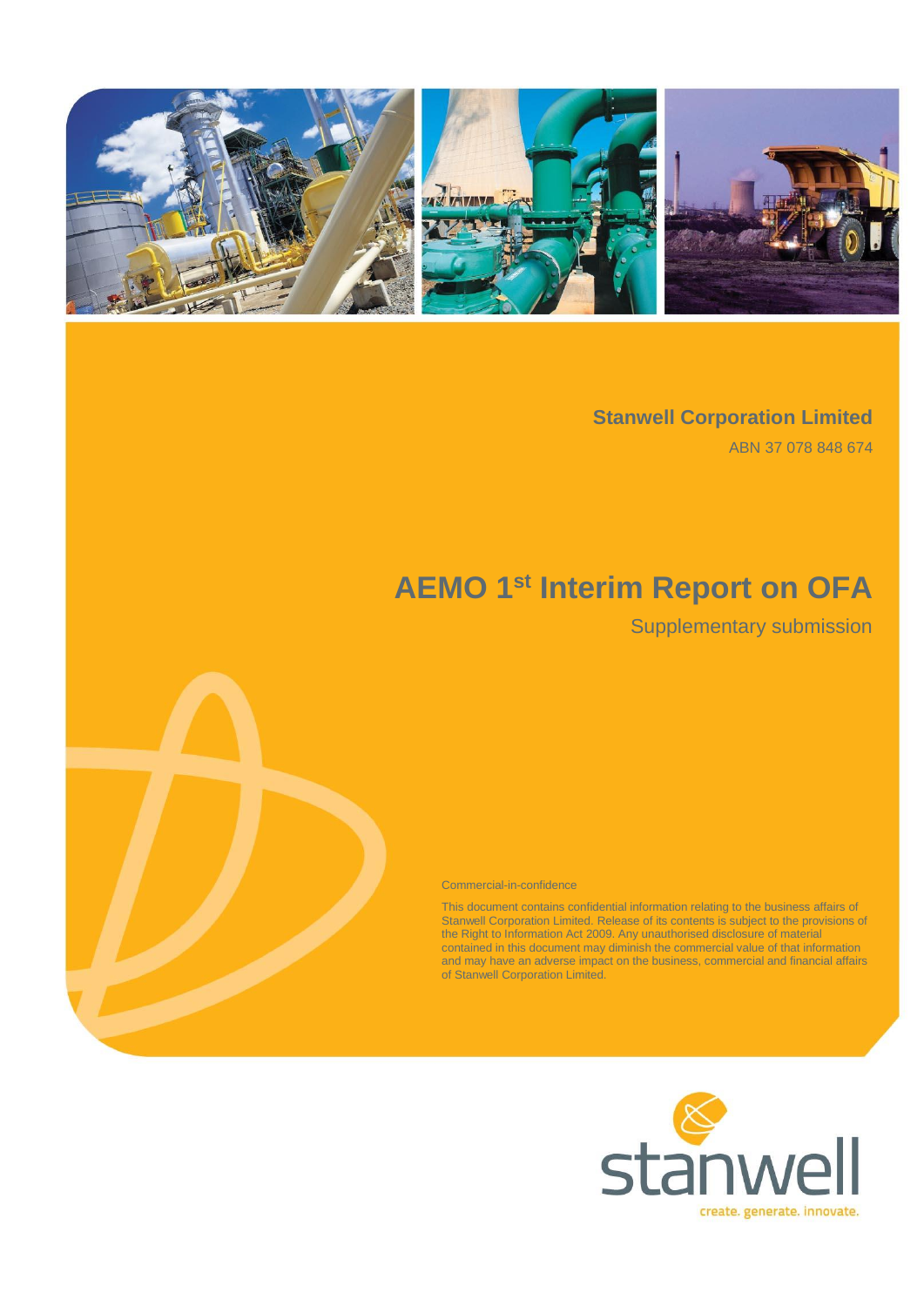**Stanwell Corporation Limited**

ABN 37 078 848 674

# AEMO 1st Interim Report on OFA

Supplementary submission

Commercial-in-confidence

This document contains confidential information relating to the business affairs of Stanwell Corporation Limited. Release of its contents is subject to the provisions of the Right to Information Act 2009. Any unauthorised disclosure of material contained in this document may diminish the commercial value of that information and may have an adverse impact on the business, commercial and financial affairs of Stanwell Corporation Limited.

stanwell

create. generate. innovate.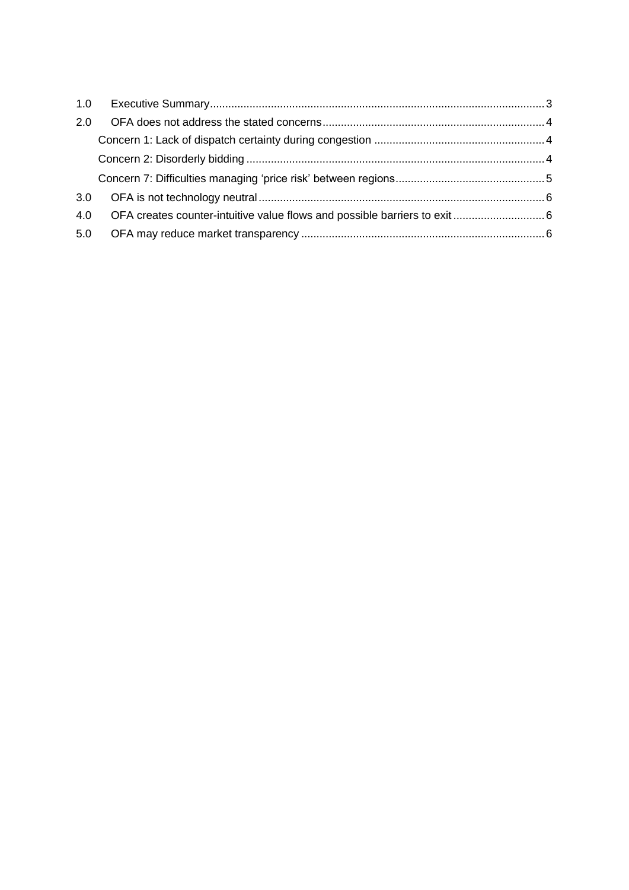1.0 Executive Summary ... 3

2.0 OFA does not address the stated concerns ... 4

- Concern 1: Lack of dispatch certainty during congestion ... 4
- Concern 2: Disorderly bidding ... 4
- Concern 7: Difficulties managing ‘price risk’ between regions ... 5

3.0 OFA is not technology neutral ... 6

4.0 OFA creates counter-intuitive value flows and possible barriers to exit ... 6

5.0 OFA may reduce market transparency ... 6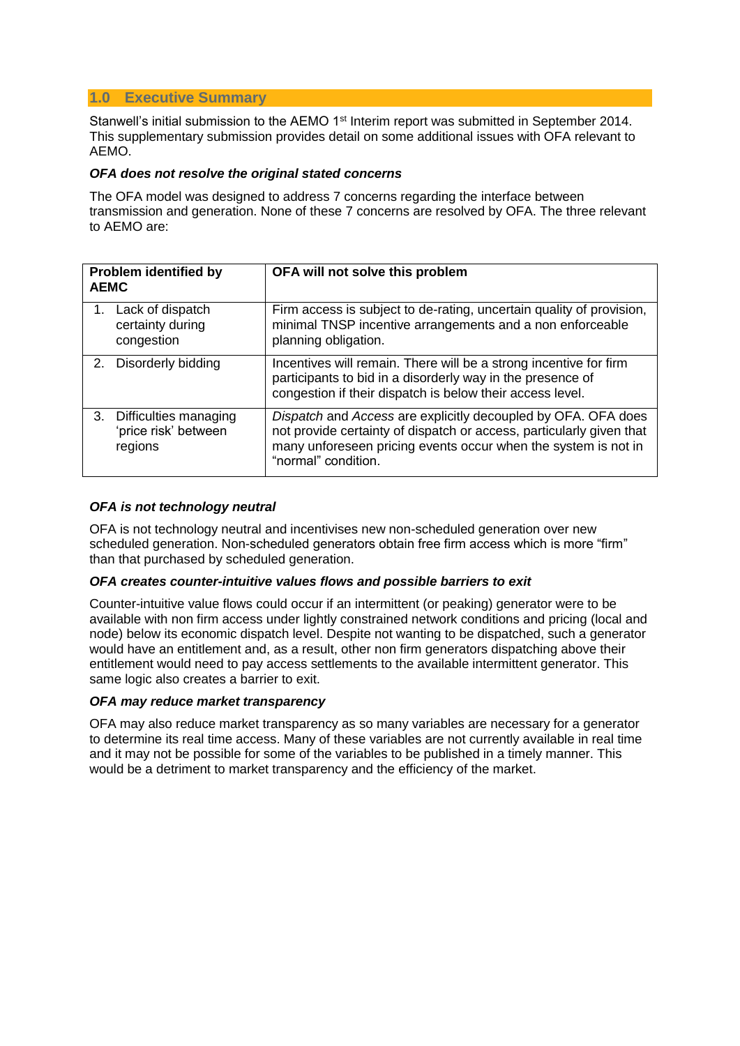## 1.0 Executive Summary

Stanwell's initial submission to the AEMO 1st Interim report was submitted in September 2014. This supplementary submission provides detail on some additional issues with OFA relevant to AEMO.

***OFA does not resolve the original stated concerns***

The OFA model was designed to address 7 concerns regarding the interface between transmission and generation. None of these 7 concerns are resolved by OFA. The three relevant to AEMO are:

| Problem identified by AEMC | OFA will not solve this problem |
|---|---|
| 1. Lack of dispatch certainty during congestion | Firm access is subject to de-rating, uncertain quality of provision, minimal TNSP incentive arrangements and a non enforceable planning obligation. |
| 2. Disorderly bidding | Incentives will remain. There will be a strong incentive for firm participants to bid in a disorderly way in the presence of congestion if their dispatch is below their access level. |
| 3. Difficulties managing 'price risk' between regions | *Dispatch* and *Access* are explicitly decoupled by OFA. OFA does not provide certainty of dispatch or access, particularly given that many unforeseen pricing events occur when the system is not in "normal" condition. |

***OFA is not technology neutral***

OFA is not technology neutral and incentivises new non-scheduled generation over new scheduled generation. Non-scheduled generators obtain free firm access which is more "firm" than that purchased by scheduled generation.

***OFA creates counter-intuitive values flows and possible barriers to exit***

Counter-intuitive value flows could occur if an intermittent (or peaking) generator were to be available with non firm access under lightly constrained network conditions and pricing (local and node) below its economic dispatch level. Despite not wanting to be dispatched, such a generator would have an entitlement and, as a result, other non firm generators dispatching above their entitlement would need to pay access settlements to the available intermittent generator. This same logic also creates a barrier to exit.

***OFA may reduce market transparency***

OFA may also reduce market transparency as so many variables are necessary for a generator to determine its real time access. Many of these variables are not currently available in real time and it may not be possible for some of the variables to be published in a timely manner. This would be a detriment to market transparency and the efficiency of the market.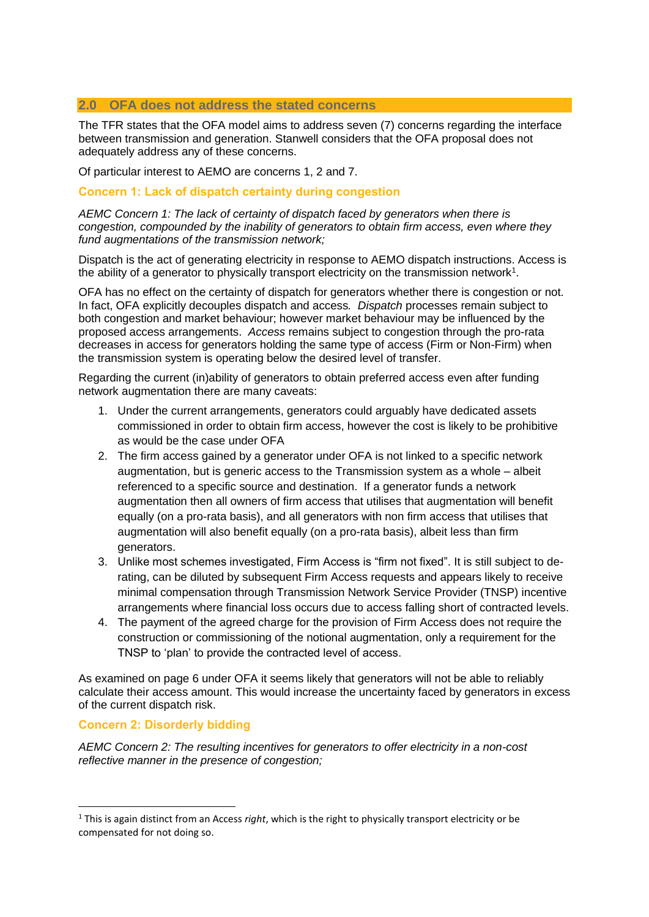## 2.0 OFA does not address the stated concerns

The TFR states that the OFA model aims to address seven (7) concerns regarding the interface between transmission and generation. Stanwell considers that the OFA proposal does not adequately address any of these concerns.

Of particular interest to AEMO are concerns 1, 2 and 7.

### Concern 1: Lack of dispatch certainty during congestion

*AEMC Concern 1: The lack of certainty of dispatch faced by generators when there is congestion, compounded by the inability of generators to obtain firm access, even where they fund augmentations of the transmission network;*

Dispatch is the act of generating electricity in response to AEMO dispatch instructions. Access is the ability of a generator to physically transport electricity on the transmission network[1].

OFA has no effect on the certainty of dispatch for generators whether there is congestion or not. In fact, OFA explicitly decouples dispatch and access. *Dispatch* processes remain subject to both congestion and market behaviour; however market behaviour may be influenced by the proposed access arrangements. *Access* remains subject to congestion through the pro-rata decreases in access for generators holding the same type of access (Firm or Non-Firm) when the transmission system is operating below the desired level of transfer.

Regarding the current (in)ability of generators to obtain preferred access even after funding network augmentation there are many caveats:

1. Under the current arrangements, generators could arguably have dedicated assets commissioned in order to obtain firm access, however the cost is likely to be prohibitive as would be the case under OFA
2. The firm access gained by a generator under OFA is not linked to a specific network augmentation, but is generic access to the Transmission system as a whole – albeit referenced to a specific source and destination. If a generator funds a network augmentation then all owners of firm access that utilises that augmentation will benefit equally (on a pro-rata basis), and all generators with non firm access that utilises that augmentation will also benefit equally (on a pro-rata basis), albeit less than firm generators.
3. Unlike most schemes investigated, Firm Access is "firm not fixed". It is still subject to de-rating, can be diluted by subsequent Firm Access requests and appears likely to receive minimal compensation through Transmission Network Service Provider (TNSP) incentive arrangements where financial loss occurs due to access falling short of contracted levels.
4. The payment of the agreed charge for the provision of Firm Access does not require the construction or commissioning of the notional augmentation, only a requirement for the TNSP to 'plan' to provide the contracted level of access.

As examined on page 6 under OFA it seems likely that generators will not be able to reliably calculate their access amount. This would increase the uncertainty faced by generators in excess of the current dispatch risk.

### Concern 2: Disorderly bidding

*AEMC Concern 2: The resulting incentives for generators to offer electricity in a non-cost reflective manner in the presence of congestion;*

[1] This is again distinct from an Access *right*, which is the right to physically transport electricity or be compensated for not doing so.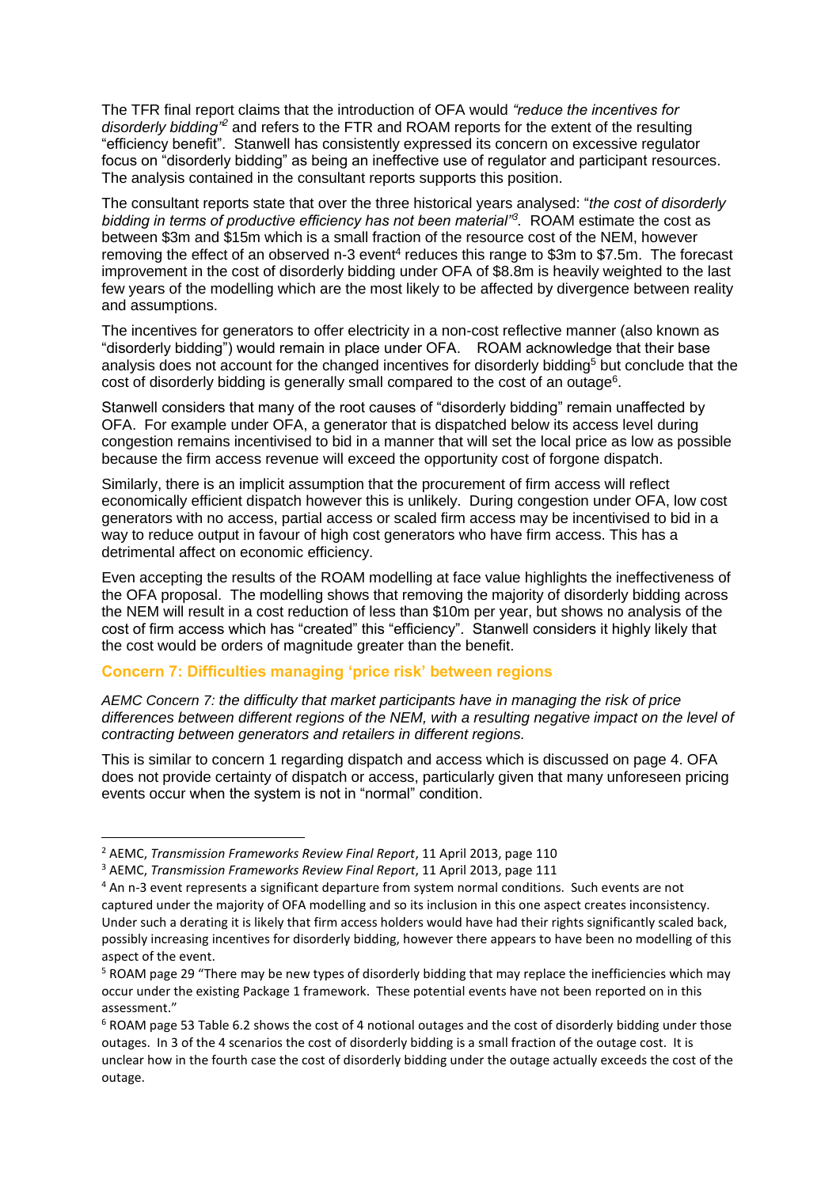The TFR final report claims that the introduction of OFA would *"reduce the incentives for disorderly bidding"*[2] and refers to the FTR and ROAM reports for the extent of the resulting "efficiency benefit". Stanwell has consistently expressed its concern on excessive regulator focus on "disorderly bidding" as being an ineffective use of regulator and participant resources. The analysis contained in the consultant reports supports this position.

The consultant reports state that over the three historical years analysed: "*the cost of disorderly bidding in terms of productive efficiency has not been material*"[3]. ROAM estimate the cost as between $3m and $15m which is a small fraction of the resource cost of the NEM, however removing the effect of an observed n-3 event[4] reduces this range to $3m to $7.5m. The forecast improvement in the cost of disorderly bidding under OFA of $8.8m is heavily weighted to the last few years of the modelling which are the most likely to be affected by divergence between reality and assumptions.

The incentives for generators to offer electricity in a non-cost reflective manner (also known as "disorderly bidding") would remain in place under OFA. ROAM acknowledge that their base analysis does not account for the changed incentives for disorderly bidding[5] but conclude that the cost of disorderly bidding is generally small compared to the cost of an outage[6].

Stanwell considers that many of the root causes of "disorderly bidding" remain unaffected by OFA. For example under OFA, a generator that is dispatched below its access level during congestion remains incentivised to bid in a manner that will set the local price as low as possible because the firm access revenue will exceed the opportunity cost of forgone dispatch.

Similarly, there is an implicit assumption that the procurement of firm access will reflect economically efficient dispatch however this is unlikely. During congestion under OFA, low cost generators with no access, partial access or scaled firm access may be incentivised to bid in a way to reduce output in favour of high cost generators who have firm access. This has a detrimental affect on economic efficiency.

Even accepting the results of the ROAM modelling at face value highlights the ineffectiveness of the OFA proposal. The modelling shows that removing the majority of disorderly bidding across the NEM will result in a cost reduction of less than $10m per year, but shows no analysis of the cost of firm access which has "created" this "efficiency". Stanwell considers it highly likely that the cost would be orders of magnitude greater than the benefit.

### Concern 7: Difficulties managing 'price risk' between regions

*AEMC Concern 7: the difficulty that market participants have in managing the risk of price differences between different regions of the NEM, with a resulting negative impact on the level of contracting between generators and retailers in different regions.*

This is similar to concern 1 regarding dispatch and access which is discussed on page 4. OFA does not provide certainty of dispatch or access, particularly given that many unforeseen pricing events occur when the system is not in "normal" condition.

---

[2] AEMC, *Transmission Frameworks Review Final Report*, 11 April 2013, page 110

[3] AEMC, *Transmission Frameworks Review Final Report*, 11 April 2013, page 111

[4] An n-3 event represents a significant departure from system normal conditions. Such events are not captured under the majority of OFA modelling and so its inclusion in this one aspect creates inconsistency. Under such a derating it is likely that firm access holders would have had their rights significantly scaled back, possibly increasing incentives for disorderly bidding, however there appears to have been no modelling of this aspect of the event.

[5] ROAM page 29 "There may be new types of disorderly bidding that may replace the inefficiencies which may occur under the existing Package 1 framework. These potential events have not been reported on in this assessment."

[6] ROAM page 53 Table 6.2 shows the cost of 4 notional outages and the cost of disorderly bidding under those outages. In 3 of the 4 scenarios the cost of disorderly bidding is a small fraction of the outage cost. It is unclear how in the fourth case the cost of disorderly bidding under the outage actually exceeds the cost of the outage.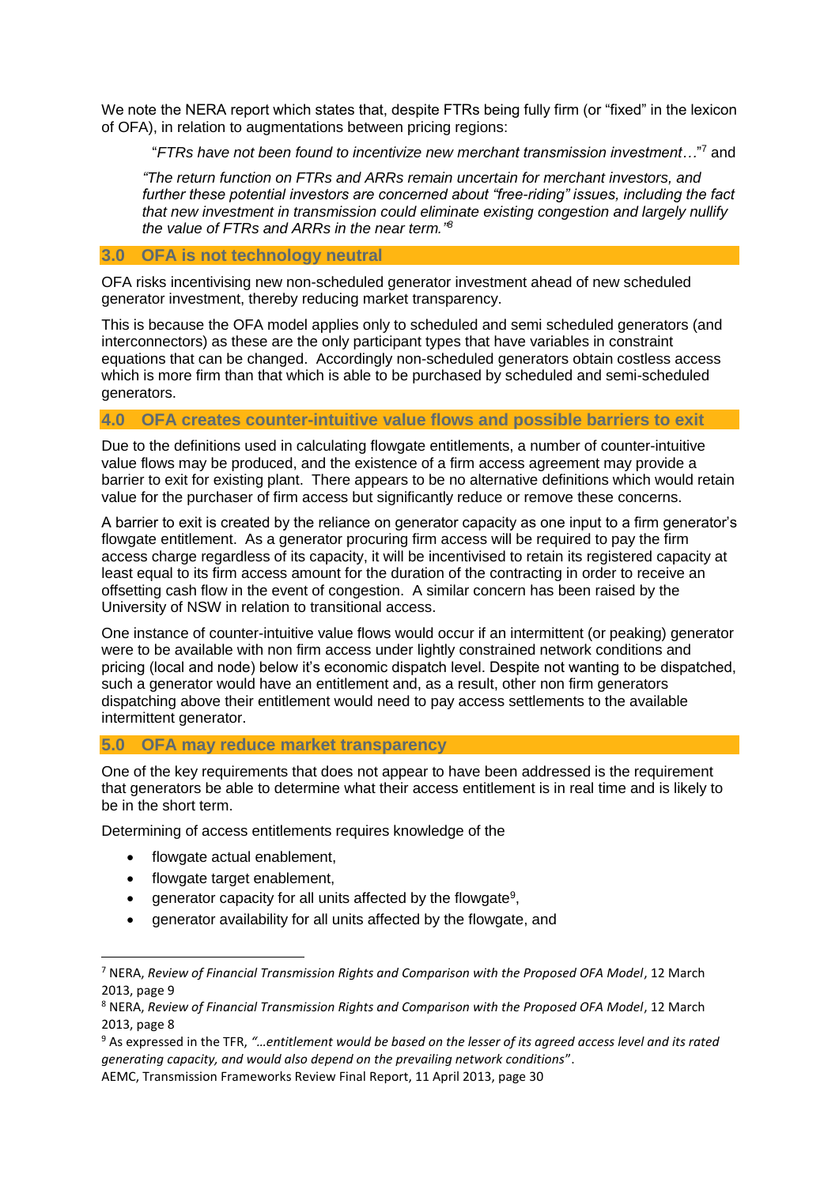We note the NERA report which states that, despite FTRs being fully firm (or "fixed" in the lexicon of OFA), in relation to augmentations between pricing regions:

> "*FTRs have not been found to incentivize new merchant transmission investment…*"[7] and
>
> *"The return function on FTRs and ARRs remain uncertain for merchant investors, and further these potential investors are concerned about "free-riding" issues, including the fact that new investment in transmission could eliminate existing congestion and largely nullify the value of FTRs and ARRs in the near term."*[8]

## 3.0 OFA is not technology neutral

OFA risks incentivising new non-scheduled generator investment ahead of new scheduled generator investment, thereby reducing market transparency.

This is because the OFA model applies only to scheduled and semi scheduled generators (and interconnectors) as these are the only participant types that have variables in constraint equations that can be changed. Accordingly non-scheduled generators obtain costless access which is more firm than that which is able to be purchased by scheduled and semi-scheduled generators.

## 4.0 OFA creates counter-intuitive value flows and possible barriers to exit

Due to the definitions used in calculating flowgate entitlements, a number of counter-intuitive value flows may be produced, and the existence of a firm access agreement may provide a barrier to exit for existing plant. There appears to be no alternative definitions which would retain value for the purchaser of firm access but significantly reduce or remove these concerns.

A barrier to exit is created by the reliance on generator capacity as one input to a firm generator's flowgate entitlement. As a generator procuring firm access will be required to pay the firm access charge regardless of its capacity, it will be incentivised to retain its registered capacity at least equal to its firm access amount for the duration of the contracting in order to receive an offsetting cash flow in the event of congestion. A similar concern has been raised by the University of NSW in relation to transitional access.

One instance of counter-intuitive value flows would occur if an intermittent (or peaking) generator were to be available with non firm access under lightly constrained network conditions and pricing (local and node) below it's economic dispatch level. Despite not wanting to be dispatched, such a generator would have an entitlement and, as a result, other non firm generators dispatching above their entitlement would need to pay access settlements to the available intermittent generator.

## 5.0 OFA may reduce market transparency

One of the key requirements that does not appear to have been addressed is the requirement that generators be able to determine what their access entitlement is in real time and is likely to be in the short term.

Determining of access entitlements requires knowledge of the

- flowgate actual enablement,
- flowgate target enablement,
- generator capacity for all units affected by the flowgate[9],
- generator availability for all units affected by the flowgate, and

---

[7] NERA, *Review of Financial Transmission Rights and Comparison with the Proposed OFA Model*, 12 March 2013, page 9

[8] NERA, *Review of Financial Transmission Rights and Comparison with the Proposed OFA Model*, 12 March 2013, page 8

[9] As expressed in the TFR, *"…entitlement would be based on the lesser of its agreed access level and its rated generating capacity, and would also depend on the prevailing network conditions"*. AEMC, Transmission Frameworks Review Final Report, 11 April 2013, page 30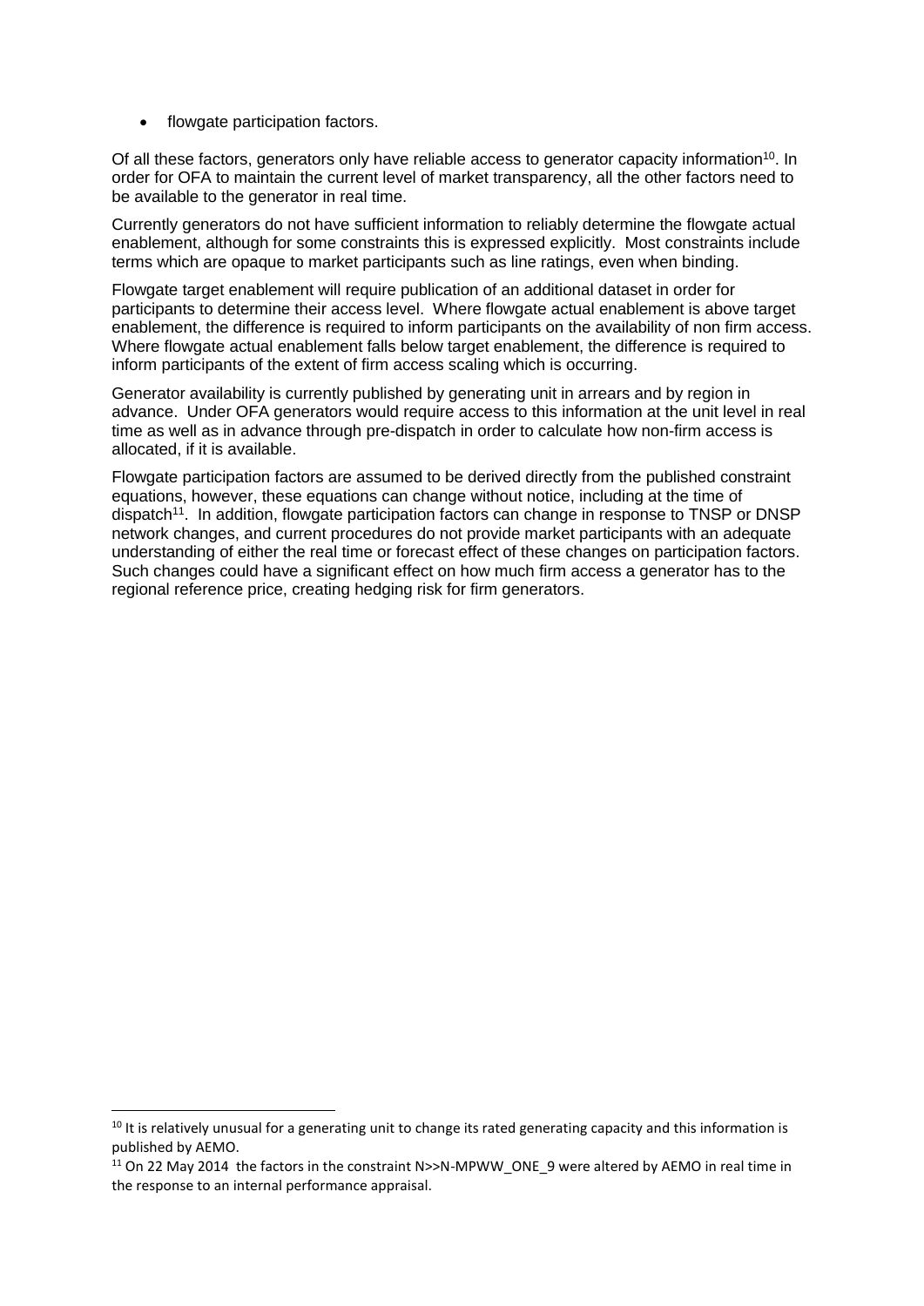- flowgate participation factors.

Of all these factors, generators only have reliable access to generator capacity information[10]. In order for OFA to maintain the current level of market transparency, all the other factors need to be available to the generator in real time.

Currently generators do not have sufficient information to reliably determine the flowgate actual enablement, although for some constraints this is expressed explicitly. Most constraints include terms which are opaque to market participants such as line ratings, even when binding.

Flowgate target enablement will require publication of an additional dataset in order for participants to determine their access level. Where flowgate actual enablement is above target enablement, the difference is required to inform participants on the availability of non firm access. Where flowgate actual enablement falls below target enablement, the difference is required to inform participants of the extent of firm access scaling which is occurring.

Generator availability is currently published by generating unit in arrears and by region in advance. Under OFA generators would require access to this information at the unit level in real time as well as in advance through pre-dispatch in order to calculate how non-firm access is allocated, if it is available.

Flowgate participation factors are assumed to be derived directly from the published constraint equations, however, these equations can change without notice, including at the time of dispatch[11]. In addition, flowgate participation factors can change in response to TNSP or DNSP network changes, and current procedures do not provide market participants with an adequate understanding of either the real time or forecast effect of these changes on participation factors. Such changes could have a significant effect on how much firm access a generator has to the regional reference price, creating hedging risk for firm generators.

---

[10] It is relatively unusual for a generating unit to change its rated generating capacity and this information is published by AEMO.

[11] On 22 May 2014 the factors in the constraint N>>N-MPWW_ONE_9 were altered by AEMO in real time in the response to an internal performance appraisal.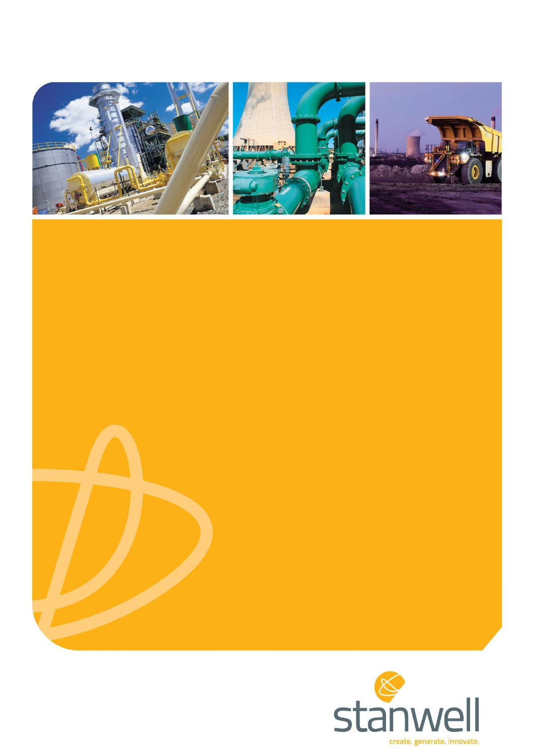stanwell

create. generate. innovate.